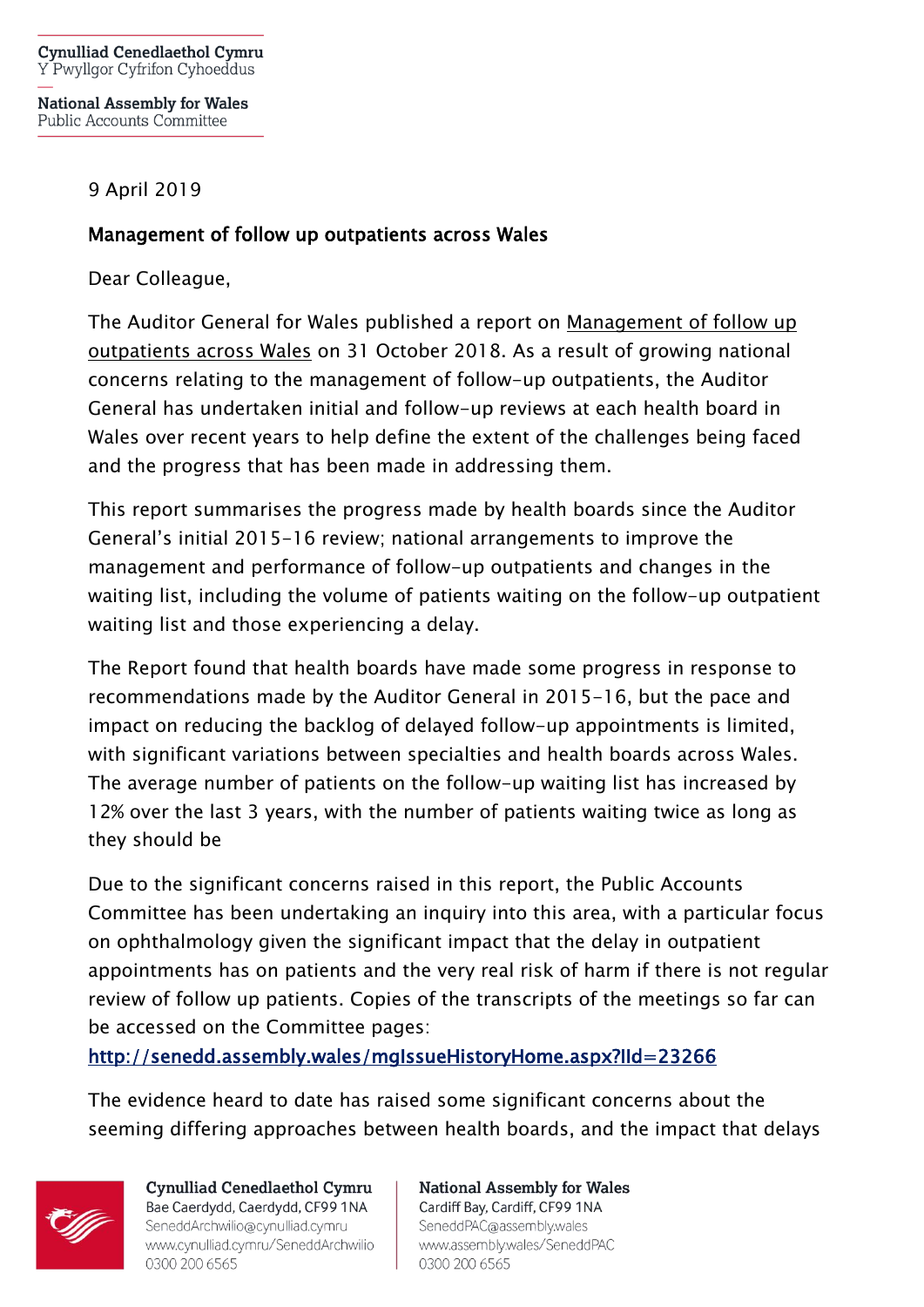Cynulliad Cenedlaethol Cymru
Y Pwyllgor Cyfrifon Cyhoeddus

National Assembly for Wales
Public Accounts Committee

9 April 2019

**Management of follow up outpatients across Wales**

Dear Colleague,

The Auditor General for Wales published a report on Management of follow up outpatients across Wales on 31 October 2018. As a result of growing national concerns relating to the management of follow-up outpatients, the Auditor General has undertaken initial and follow-up reviews at each health board in Wales over recent years to help define the extent of the challenges being faced and the progress that has been made in addressing them.

This report summarises the progress made by health boards since the Auditor General's initial 2015-16 review; national arrangements to improve the management and performance of follow-up outpatients and changes in the waiting list, including the volume of patients waiting on the follow-up outpatient waiting list and those experiencing a delay.

The Report found that health boards have made some progress in response to recommendations made by the Auditor General in 2015-16, but the pace and impact on reducing the backlog of delayed follow-up appointments is limited, with significant variations between specialties and health boards across Wales. The average number of patients on the follow-up waiting list has increased by 12% over the last 3 years, with the number of patients waiting twice as long as they should be

Due to the significant concerns raised in this report, the Public Accounts Committee has been undertaking an inquiry into this area, with a particular focus on ophthalmology given the significant impact that the delay in outpatient appointments has on patients and the very real risk of harm if there is not regular review of follow up patients. Copies of the transcripts of the meetings so far can be accessed on the Committee pages:
http://senedd.assembly.wales/mgIssueHistoryHome.aspx?IId=23266

The evidence heard to date has raised some significant concerns about the seeming differing approaches between health boards, and the impact that delays

Cynulliad Cenedlaethol Cymru
Bae Caerdydd, Caerdydd, CF99 1NA
SeneddArchwilio@cynulliad.cymru
www.cynulliad.cymru/SeneddArchwilio
0300 200 6565

National Assembly for Wales
Cardiff Bay, Cardiff, CF99 1NA
SeneddPAC@assembly.wales
www.assembly.wales/SeneddPAC
0300 200 6565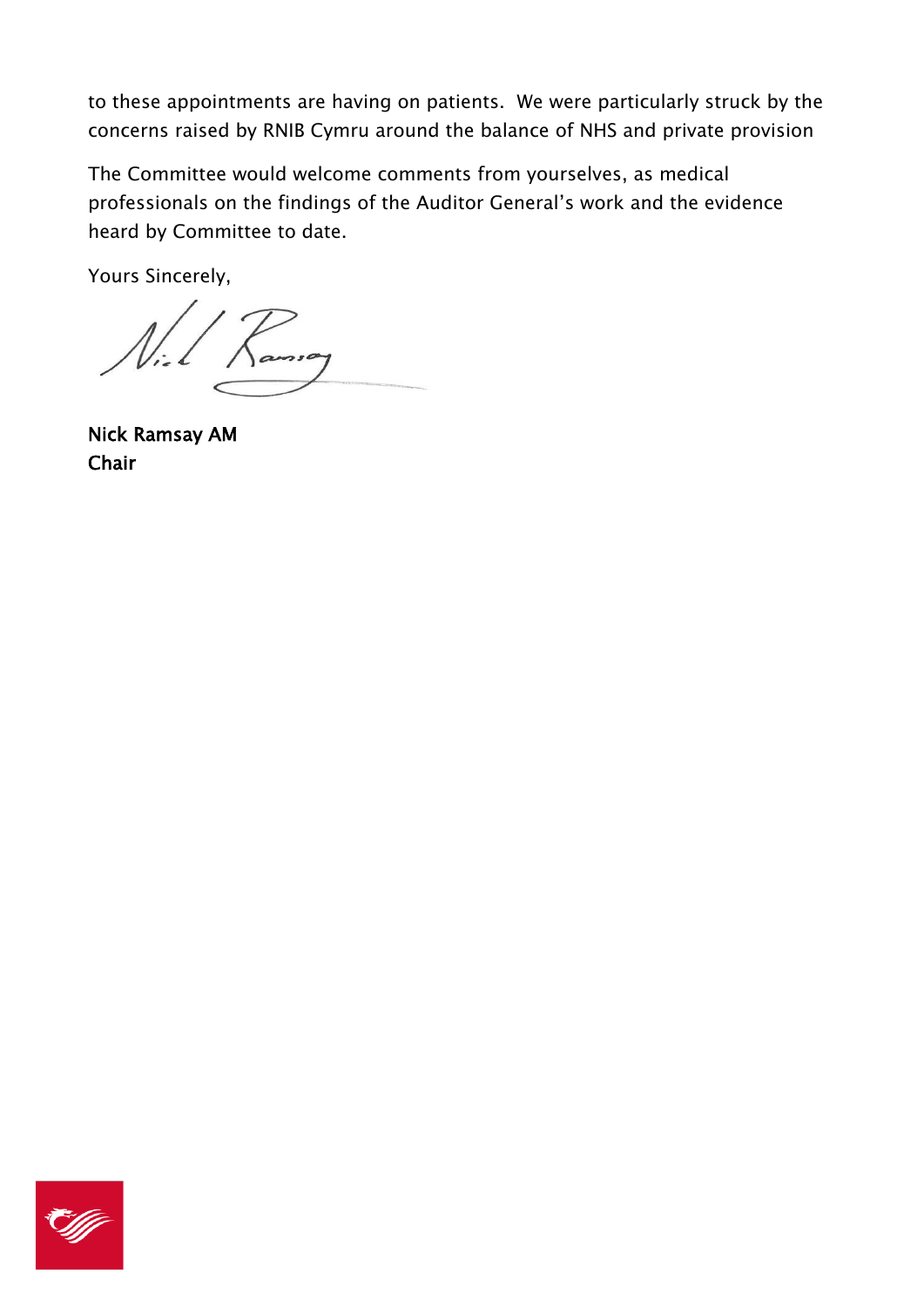to these appointments are having on patients. We were particularly struck by the concerns raised by RNIB Cymru around the balance of NHS and private provision

The Committee would welcome comments from yourselves, as medical professionals on the findings of the Auditor General's work and the evidence heard by Committee to date.

Yours Sincerely,

**Nick Ramsay AM**
**Chair**